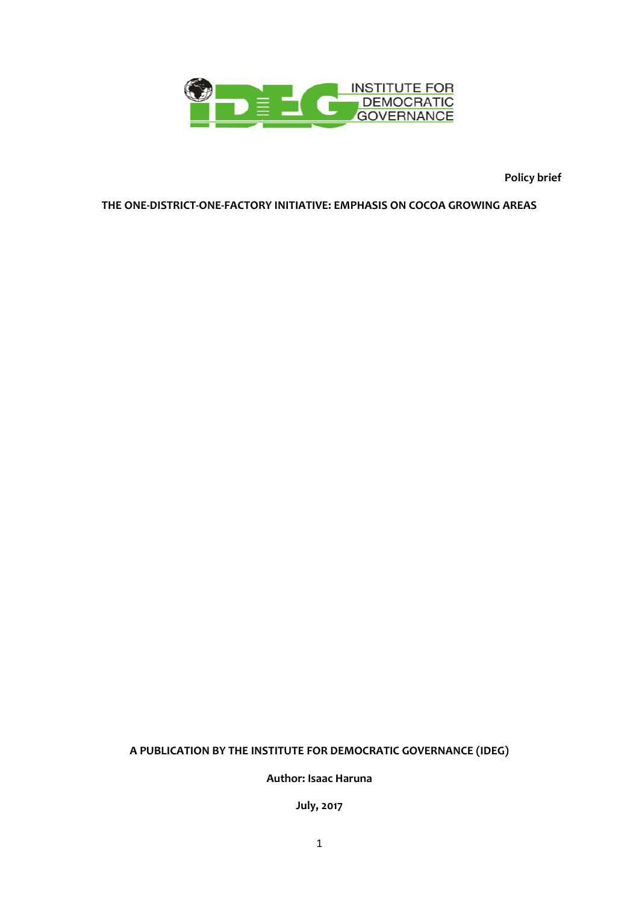INSTITUTE FOR DEMOCRATIC GOVERNANCE

**Policy brief**

# THE ONE-DISTRICT-ONE-FACTORY INITIATIVE: EMPHASIS ON COCOA GROWING AREAS

**A PUBLICATION BY THE INSTITUTE FOR DEMOCRATIC GOVERNANCE (IDEG)**

**Author: Isaac Haruna**

**July, 2017**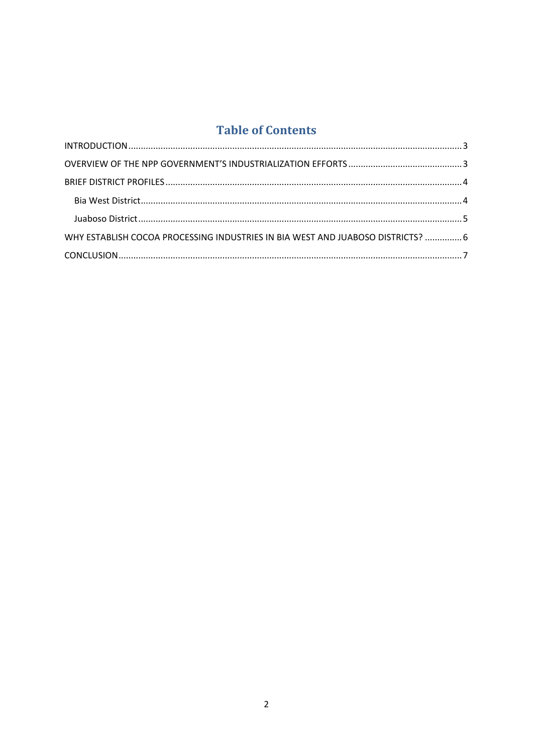# Table of Contents

INTRODUCTION ..... 3

OVERVIEW OF THE NPP GOVERNMENT'S INDUSTRIALIZATION EFFORTS ..... 3

BRIEF DISTRICT PROFILES ..... 4

- Bia West District ..... 4
- Juaboso District ..... 5

WHY ESTABLISH COCOA PROCESSING INDUSTRIES IN BIA WEST AND JUABOSO DISTRICTS? ..... 6

CONCLUSION ..... 7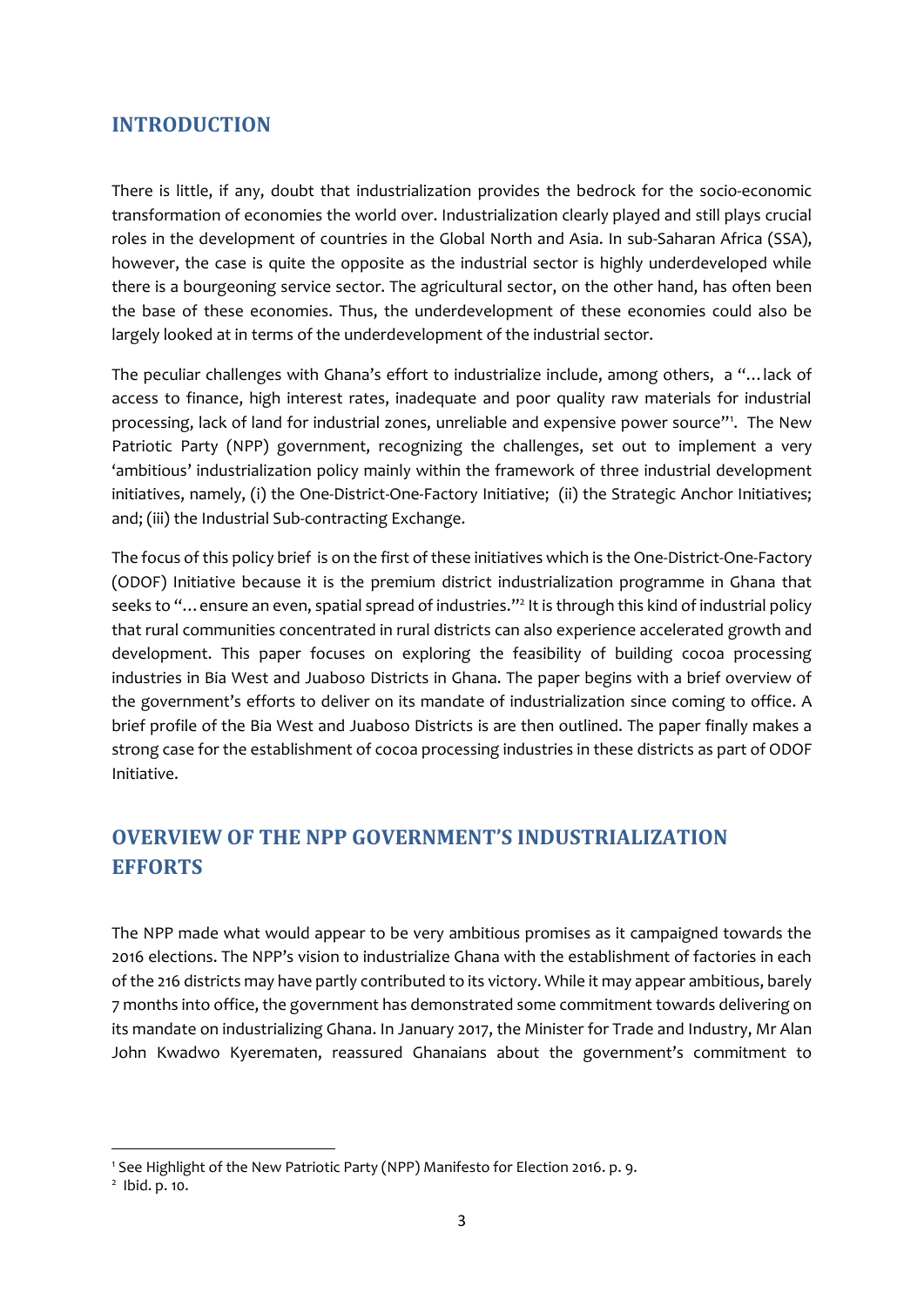## INTRODUCTION

There is little, if any, doubt that industrialization provides the bedrock for the socio-economic transformation of economies the world over. Industrialization clearly played and still plays crucial roles in the development of countries in the Global North and Asia. In sub-Saharan Africa (SSA), however, the case is quite the opposite as the industrial sector is highly underdeveloped while there is a bourgeoning service sector. The agricultural sector, on the other hand, has often been the base of these economies. Thus, the underdevelopment of these economies could also be largely looked at in terms of the underdevelopment of the industrial sector.

The peculiar challenges with Ghana's effort to industrialize include, among others, a "…lack of access to finance, high interest rates, inadequate and poor quality raw materials for industrial processing, lack of land for industrial zones, unreliable and expensive power source"[1]. The New Patriotic Party (NPP) government, recognizing the challenges, set out to implement a very 'ambitious' industrialization policy mainly within the framework of three industrial development initiatives, namely, (i) the One-District-One-Factory Initiative; (ii) the Strategic Anchor Initiatives; and; (iii) the Industrial Sub-contracting Exchange.

The focus of this policy brief is on the first of these initiatives which is the One-District-One-Factory (ODOF) Initiative because it is the premium district industrialization programme in Ghana that seeks to "…ensure an even, spatial spread of industries."[2] It is through this kind of industrial policy that rural communities concentrated in rural districts can also experience accelerated growth and development. This paper focuses on exploring the feasibility of building cocoa processing industries in Bia West and Juaboso Districts in Ghana. The paper begins with a brief overview of the government's efforts to deliver on its mandate of industrialization since coming to office. A brief profile of the Bia West and Juaboso Districts is are then outlined. The paper finally makes a strong case for the establishment of cocoa processing industries in these districts as part of ODOF Initiative.

## OVERVIEW OF THE NPP GOVERNMENT'S INDUSTRIALIZATION EFFORTS

The NPP made what would appear to be very ambitious promises as it campaigned towards the 2016 elections. The NPP's vision to industrialize Ghana with the establishment of factories in each of the 216 districts may have partly contributed to its victory. While it may appear ambitious, barely 7 months into office, the government has demonstrated some commitment towards delivering on its mandate on industrializing Ghana. In January 2017, the Minister for Trade and Industry, Mr Alan John Kwadwo Kyerematen, reassured Ghanaians about the government's commitment to

---

[1] See Highlight of the New Patriotic Party (NPP) Manifesto for Election 2016. p. 9.

[2] Ibid. p. 10.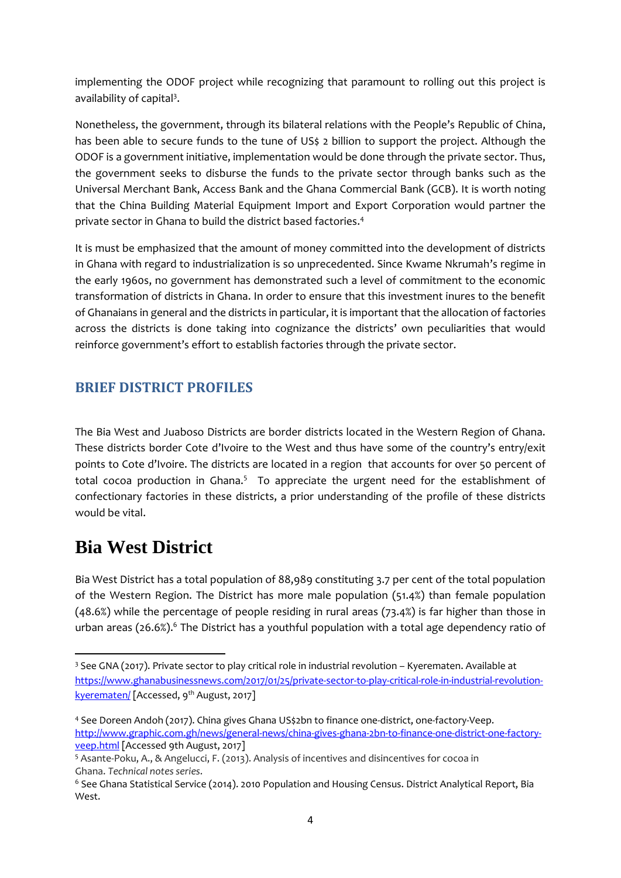implementing the ODOF project while recognizing that paramount to rolling out this project is availability of capital[3].

Nonetheless, the government, through its bilateral relations with the People's Republic of China, has been able to secure funds to the tune of US$ 2 billion to support the project. Although the ODOF is a government initiative, implementation would be done through the private sector. Thus, the government seeks to disburse the funds to the private sector through banks such as the Universal Merchant Bank, Access Bank and the Ghana Commercial Bank (GCB). It is worth noting that the China Building Material Equipment Import and Export Corporation would partner the private sector in Ghana to build the district based factories.[4]

It is must be emphasized that the amount of money committed into the development of districts in Ghana with regard to industrialization is so unprecedented. Since Kwame Nkrumah's regime in the early 1960s, no government has demonstrated such a level of commitment to the economic transformation of districts in Ghana. In order to ensure that this investment inures to the benefit of Ghanaians in general and the districts in particular, it is important that the allocation of factories across the districts is done taking into cognizance the districts' own peculiarities that would reinforce government's effort to establish factories through the private sector.

## BRIEF DISTRICT PROFILES

The Bia West and Juaboso Districts are border districts located in the Western Region of Ghana. These districts border Cote d'Ivoire to the West and thus have some of the country's entry/exit points to Cote d'Ivoire. The districts are located in a region that accounts for over 50 percent of total cocoa production in Ghana.[5] To appreciate the urgent need for the establishment of confectionary factories in these districts, a prior understanding of the profile of these districts would be vital.

# Bia West District

Bia West District has a total population of 88,989 constituting 3.7 per cent of the total population of the Western Region. The District has more male population (51.4%) than female population (48.6%) while the percentage of people residing in rural areas (73.4%) is far higher than those in urban areas (26.6%).[6] The District has a youthful population with a total age dependency ratio of

---

[3] See GNA (2017). Private sector to play critical role in industrial revolution – Kyerematen. Available at https://www.ghanabusinessnews.com/2017/01/25/private-sector-to-play-critical-role-in-industrial-revolution-kyerematen/ [Accessed, 9th August, 2017]

[4] See Doreen Andoh (2017). China gives Ghana US$2bn to finance one-district, one-factory-Veep. http://www.graphic.com.gh/news/general-news/china-gives-ghana-2bn-to-finance-one-district-one-factory-veep.html [Accessed 9th August, 2017]

[5] Asante-Poku, A., & Angelucci, F. (2013). Analysis of incentives and disincentives for cocoa in Ghana. *Technical notes series*.

[6] See Ghana Statistical Service (2014). 2010 Population and Housing Census. District Analytical Report, Bia West.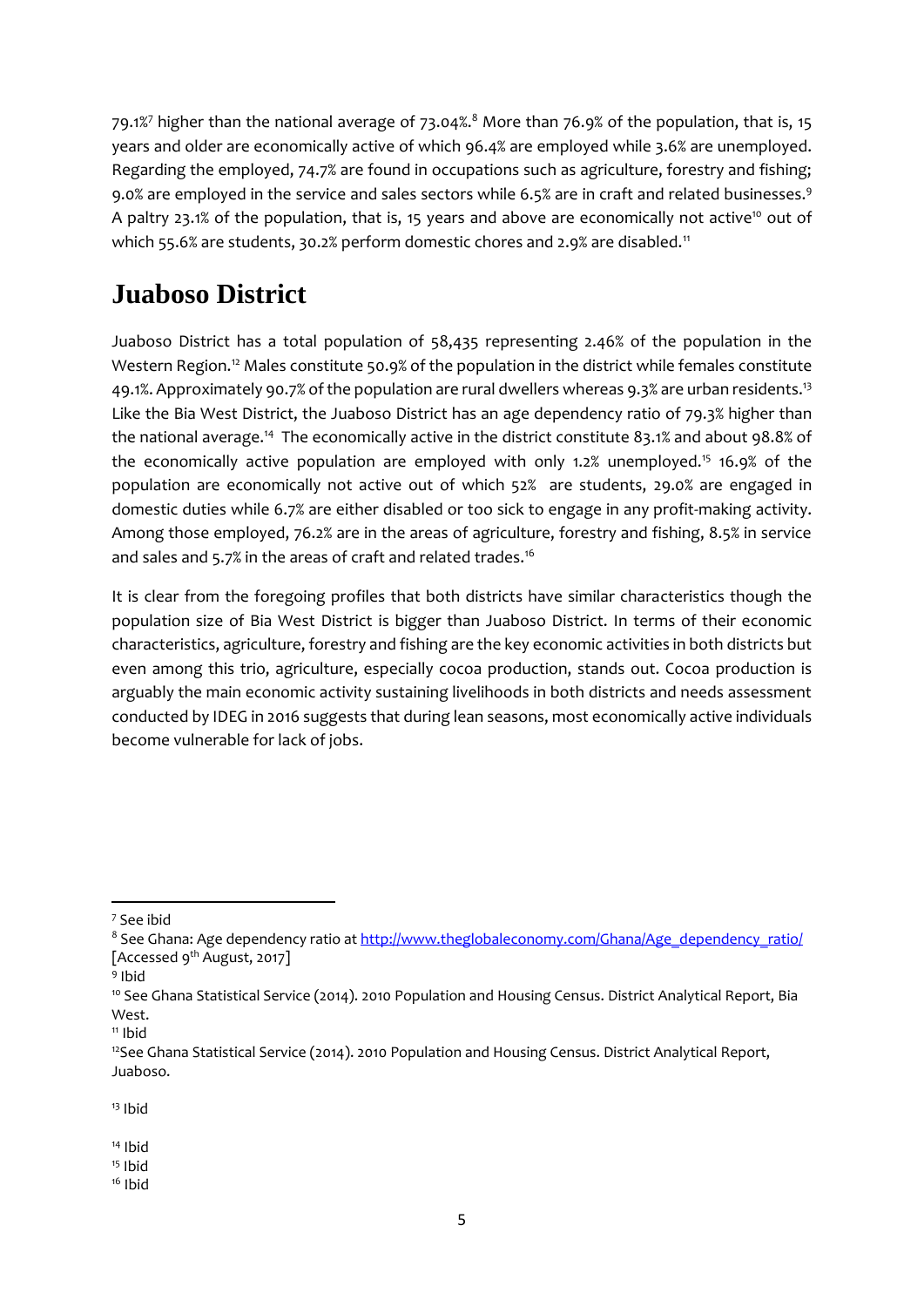79.1%[7] higher than the national average of 73.04%.[8] More than 76.9% of the population, that is, 15 years and older are economically active of which 96.4% are employed while 3.6% are unemployed. Regarding the employed, 74.7% are found in occupations such as agriculture, forestry and fishing; 9.0% are employed in the service and sales sectors while 6.5% are in craft and related businesses.[9] A paltry 23.1% of the population, that is, 15 years and above are economically not active[10] out of which 55.6% are students, 30.2% perform domestic chores and 2.9% are disabled.[11]

# Juaboso District

Juaboso District has a total population of 58,435 representing 2.46% of the population in the Western Region.[12] Males constitute 50.9% of the population in the district while females constitute 49.1%. Approximately 90.7% of the population are rural dwellers whereas 9.3% are urban residents.[13] Like the Bia West District, the Juaboso District has an age dependency ratio of 79.3% higher than the national average.[14] The economically active in the district constitute 83.1% and about 98.8% of the economically active population are employed with only 1.2% unemployed.[15] 16.9% of the population are economically not active out of which 52% are students, 29.0% are engaged in domestic duties while 6.7% are either disabled or too sick to engage in any profit-making activity. Among those employed, 76.2% are in the areas of agriculture, forestry and fishing, 8.5% in service and sales and 5.7% in the areas of craft and related trades.[16]

It is clear from the foregoing profiles that both districts have similar characteristics though the population size of Bia West District is bigger than Juaboso District. In terms of their economic characteristics, agriculture, forestry and fishing are the key economic activities in both districts but even among this trio, agriculture, especially cocoa production, stands out. Cocoa production is arguably the main economic activity sustaining livelihoods in both districts and needs assessment conducted by IDEG in 2016 suggests that during lean seasons, most economically active individuals become vulnerable for lack of jobs.

---

[7] See ibid

[8] See Ghana: Age dependency ratio at http://www.theglobaleconomy.com/Ghana/Age_dependency_ratio/ [Accessed 9th August, 2017]

[9] Ibid

[10] See Ghana Statistical Service (2014). 2010 Population and Housing Census. District Analytical Report, Bia West.

[11] Ibid

[12] See Ghana Statistical Service (2014). 2010 Population and Housing Census. District Analytical Report, Juaboso.

[13] Ibid

[14] Ibid

[15] Ibid

[16] Ibid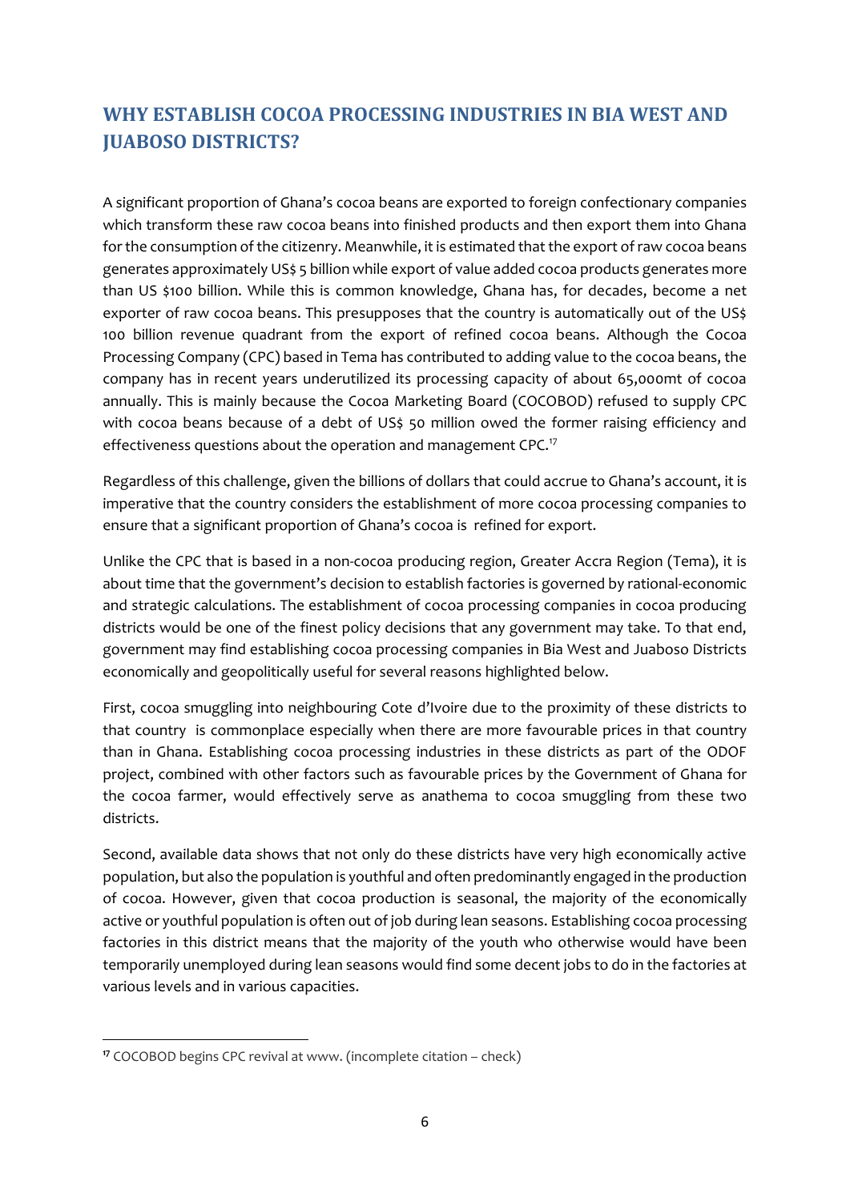## WHY ESTABLISH COCOA PROCESSING INDUSTRIES IN BIA WEST AND JUABOSO DISTRICTS?

A significant proportion of Ghana's cocoa beans are exported to foreign confectionary companies which transform these raw cocoa beans into finished products and then export them into Ghana for the consumption of the citizenry. Meanwhile, it is estimated that the export of raw cocoa beans generates approximately US$ 5 billion while export of value added cocoa products generates more than US $100 billion. While this is common knowledge, Ghana has, for decades, become a net exporter of raw cocoa beans. This presupposes that the country is automatically out of the US$ 100 billion revenue quadrant from the export of refined cocoa beans. Although the Cocoa Processing Company (CPC) based in Tema has contributed to adding value to the cocoa beans, the company has in recent years underutilized its processing capacity of about 65,000mt of cocoa annually. This is mainly because the Cocoa Marketing Board (COCOBOD) refused to supply CPC with cocoa beans because of a debt of US$ 50 million owed the former raising efficiency and effectiveness questions about the operation and management CPC.[17]

Regardless of this challenge, given the billions of dollars that could accrue to Ghana's account, it is imperative that the country considers the establishment of more cocoa processing companies to ensure that a significant proportion of Ghana's cocoa is refined for export.

Unlike the CPC that is based in a non-cocoa producing region, Greater Accra Region (Tema), it is about time that the government's decision to establish factories is governed by rational-economic and strategic calculations. The establishment of cocoa processing companies in cocoa producing districts would be one of the finest policy decisions that any government may take. To that end, government may find establishing cocoa processing companies in Bia West and Juaboso Districts economically and geopolitically useful for several reasons highlighted below.

First, cocoa smuggling into neighbouring Cote d'Ivoire due to the proximity of these districts to that country is commonplace especially when there are more favourable prices in that country than in Ghana. Establishing cocoa processing industries in these districts as part of the ODOF project, combined with other factors such as favourable prices by the Government of Ghana for the cocoa farmer, would effectively serve as anathema to cocoa smuggling from these two districts.

Second, available data shows that not only do these districts have very high economically active population, but also the population is youthful and often predominantly engaged in the production of cocoa. However, given that cocoa production is seasonal, the majority of the economically active or youthful population is often out of job during lean seasons. Establishing cocoa processing factories in this district means that the majority of the youth who otherwise would have been temporarily unemployed during lean seasons would find some decent jobs to do in the factories at various levels and in various capacities.

[17] COCOBOD begins CPC revival at www. (incomplete citation – check)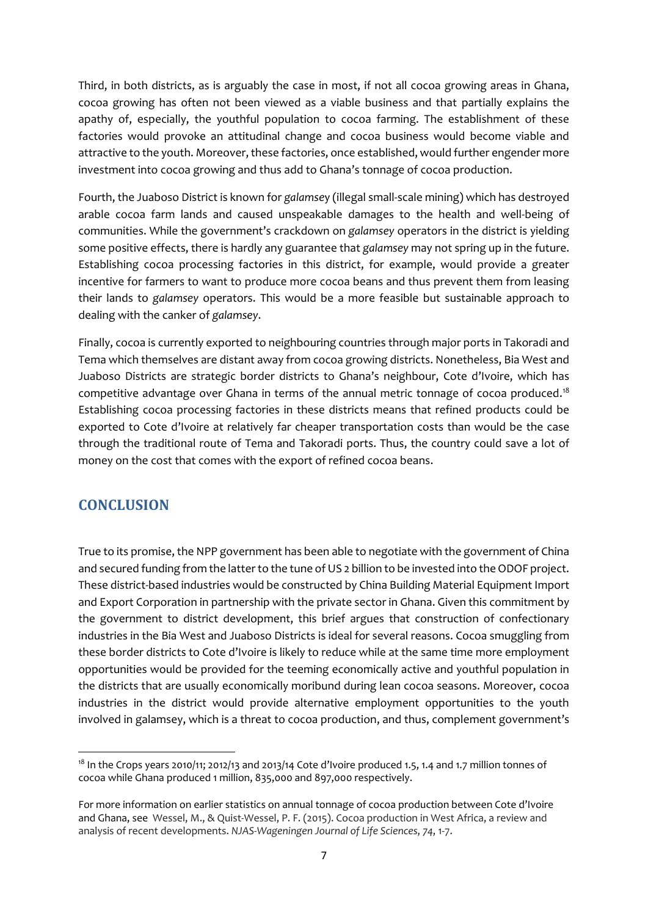Third, in both districts, as is arguably the case in most, if not all cocoa growing areas in Ghana, cocoa growing has often not been viewed as a viable business and that partially explains the apathy of, especially, the youthful population to cocoa farming. The establishment of these factories would provoke an attitudinal change and cocoa business would become viable and attractive to the youth. Moreover, these factories, once established, would further engender more investment into cocoa growing and thus add to Ghana's tonnage of cocoa production.

Fourth, the Juaboso District is known for *galamsey* (illegal small-scale mining) which has destroyed arable cocoa farm lands and caused unspeakable damages to the health and well-being of communities. While the government's crackdown on *galamsey* operators in the district is yielding some positive effects, there is hardly any guarantee that *galamsey* may not spring up in the future. Establishing cocoa processing factories in this district, for example, would provide a greater incentive for farmers to want to produce more cocoa beans and thus prevent them from leasing their lands to *galamsey* operators. This would be a more feasible but sustainable approach to dealing with the canker of *galamsey*.

Finally, cocoa is currently exported to neighbouring countries through major ports in Takoradi and Tema which themselves are distant away from cocoa growing districts. Nonetheless, Bia West and Juaboso Districts are strategic border districts to Ghana's neighbour, Cote d'Ivoire, which has competitive advantage over Ghana in terms of the annual metric tonnage of cocoa produced.[18] Establishing cocoa processing factories in these districts means that refined products could be exported to Cote d'Ivoire at relatively far cheaper transportation costs than would be the case through the traditional route of Tema and Takoradi ports. Thus, the country could save a lot of money on the cost that comes with the export of refined cocoa beans.

## CONCLUSION

True to its promise, the NPP government has been able to negotiate with the government of China and secured funding from the latter to the tune of US 2 billion to be invested into the ODOF project. These district-based industries would be constructed by China Building Material Equipment Import and Export Corporation in partnership with the private sector in Ghana. Given this commitment by the government to district development, this brief argues that construction of confectionary industries in the Bia West and Juaboso Districts is ideal for several reasons. Cocoa smuggling from these border districts to Cote d'Ivoire is likely to reduce while at the same time more employment opportunities would be provided for the teeming economically active and youthful population in the districts that are usually economically moribund during lean cocoa seasons. Moreover, cocoa industries in the district would provide alternative employment opportunities to the youth involved in galamsey, which is a threat to cocoa production, and thus, complement government's

---

[18] In the Crops years 2010/11; 2012/13 and 2013/14 Cote d'Ivoire produced 1.5, 1.4 and 1.7 million tonnes of cocoa while Ghana produced 1 million, 835,000 and 897,000 respectively.

For more information on earlier statistics on annual tonnage of cocoa production between Cote d'Ivoire and Ghana, see Wessel, M., & Quist-Wessel, P. F. (2015). Cocoa production in West Africa, a review and analysis of recent developments. *NJAS-Wageningen Journal of Life Sciences*, *74*, 1-7.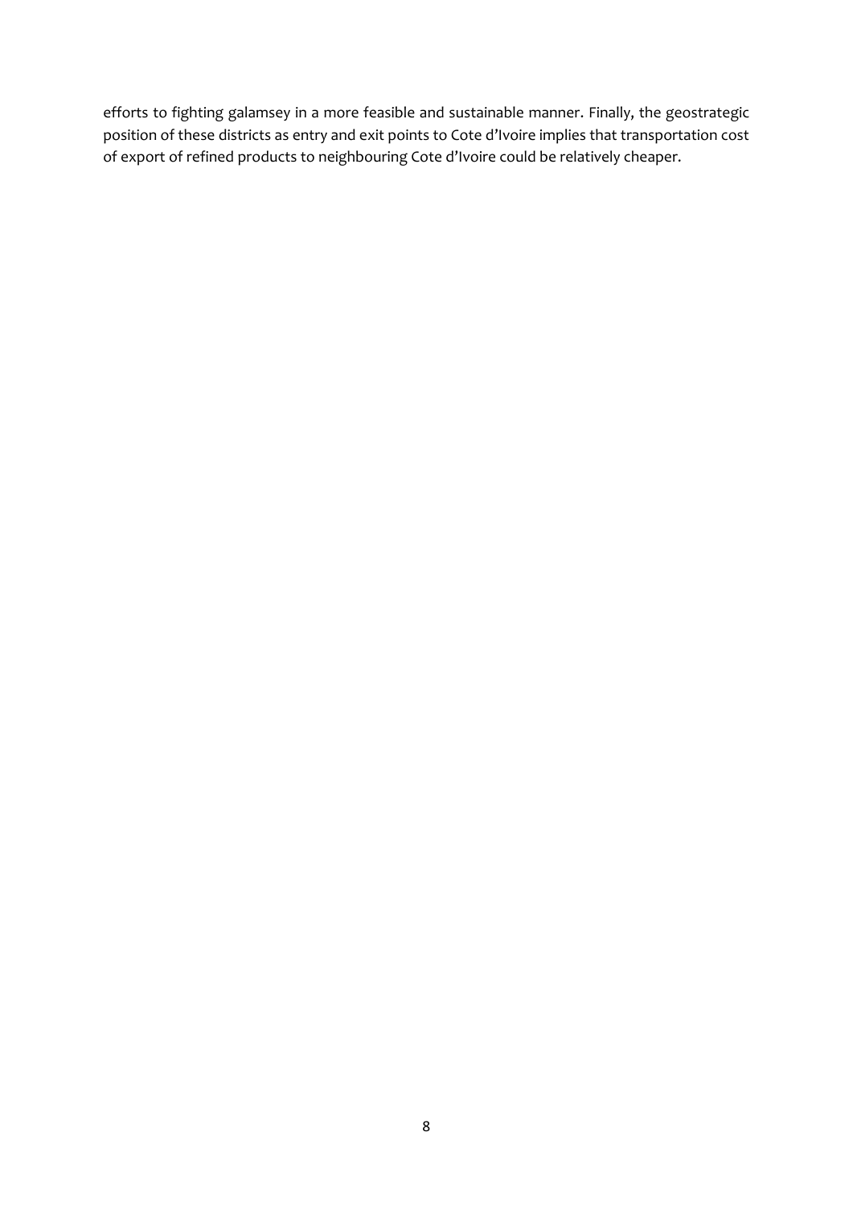efforts to fighting galamsey in a more feasible and sustainable manner. Finally, the geostrategic position of these districts as entry and exit points to Cote d'Ivoire implies that transportation cost of export of refined products to neighbouring Cote d'Ivoire could be relatively cheaper.